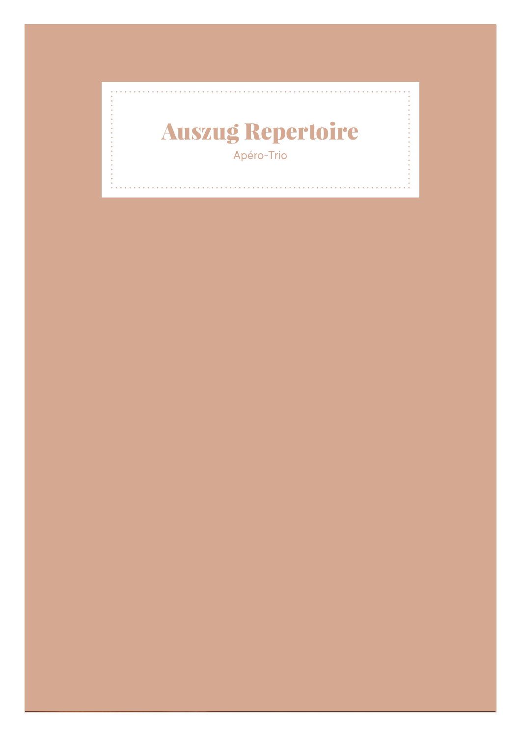# Auszug Repertoire

Apéro-Trio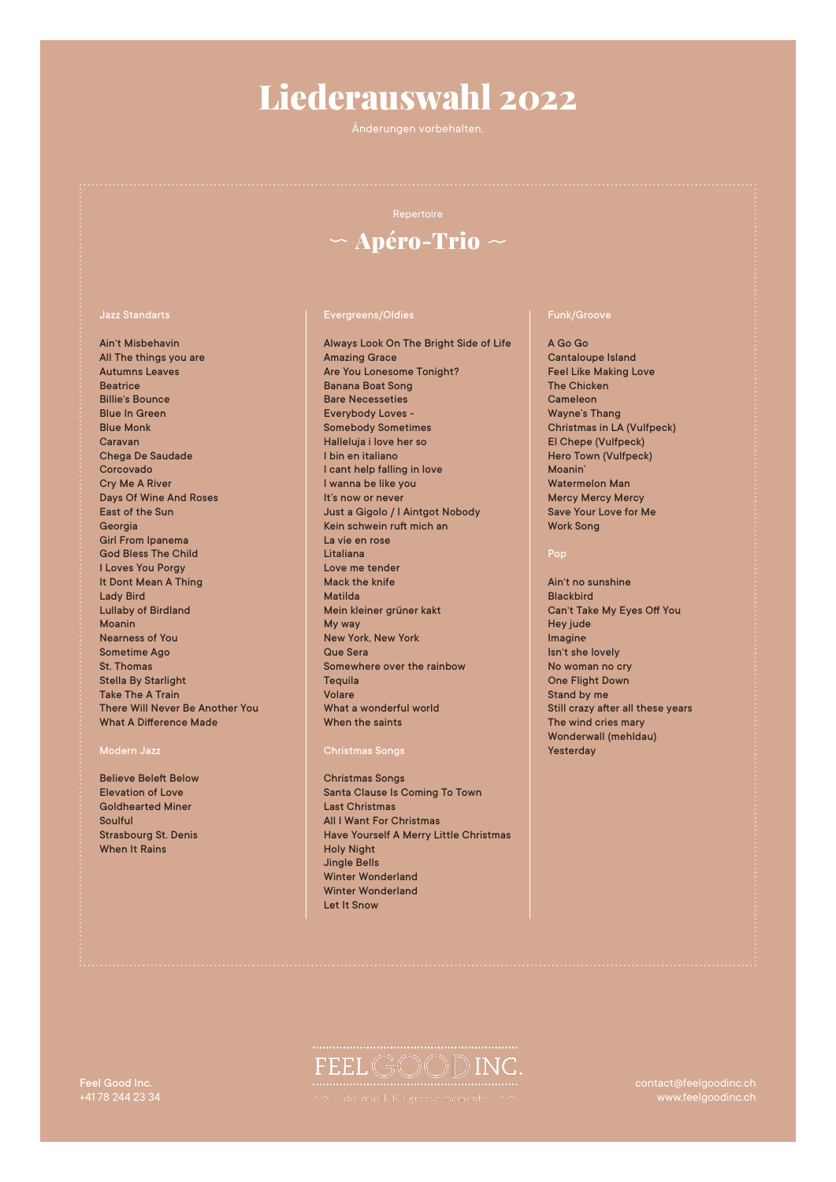# Liederauswahl 2022

Änderungen vorbehalten.

Repertoire

## ~ Apéro-Trio ~

### Jazz Standarts

Ain't Misbehavin
All The things you are
Autumns Leaves
Beatrice
Billie's Bounce
Blue In Green
Blue Monk
Caravan
Chega De Saudade
Corcovado
Cry Me A River
Days Of Wine And Roses
East of the Sun
Georgia
Girl From Ipanema
God Bless The Child
I Loves You Porgy
It Dont Mean A Thing
Lady Bird
Lullaby of Birdland
Moanin
Nearness of You
Sometime Ago
St. Thomas
Stella By Starlight
Take The A Train
There Will Never Be Another You
What A Difference Made

### Modern Jazz

Believe Beleft Below
Elevation of Love
Goldhearted Miner
Soulful
Strasbourg St. Denis
When It Rains

### Evergreens/Oldies

Always Look On The Bright Side of Life
Amazing Grace
Are You Lonesome Tonight?
Banana Boat Song
Bare Necesseties
Everybody Loves -
Somebody Sometimes
Halleluja i love her so
I bin en italiano
I cant help falling in love
I wanna be like you
It's now or never
Just a Gigolo / I Aintgot Nobody
Kein schwein ruft mich an
La vie en rose
Litaliana
Love me tender
Mack the knife
Matilda
Mein kleiner grüner kakt
My way
New York, New York
Que Sera
Somewhere over the rainbow
Tequila
Volare
What a wonderful world
When the saints

### Christmas Songs

Christmas Songs
Santa Clause Is Coming To Town
Last Christmas
All I Want For Christmas
Have Yourself A Merry Little Christmas
Holy Night
Jingle Bells
Winter Wonderland
Winter Wonderland
Let It Snow

### Funk/Groove

A Go Go
Cantaloupe Island
Feel Like Making Love
The Chicken
Cameleon
Wayne's Thang
Christmas in LA (Vulfpeck)
El Chepe (Vulfpeck)
Hero Town (Vulfpeck)
Moanin`
Watermelon Man
Mercy Mercy Mercy
Save Your Love for Me
Work Song

### Pop

Ain't no sunshine
Blackbird
Can't Take My Eyes Off You
Hey jude
Imagine
Isn't she lovely
No woman no cry
One Flight Down
Stand by me
Still crazy after all these years
The wind cries mary
Wonderwall (mehldau)
Yesterday

FEEL GOOD INC.

die musik für grosse momente

Feel Good Inc.
+41 78 244 23 34

contact@feelgoodinc.ch
www.feelgoodinc.ch